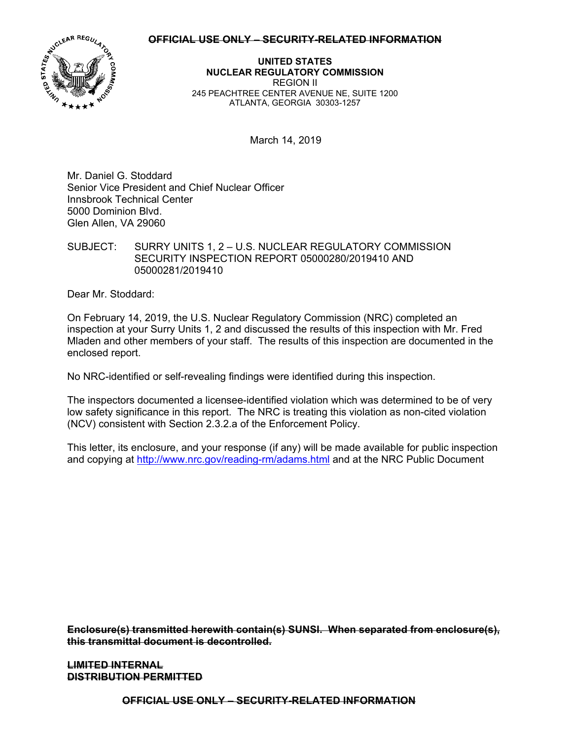~~OFFICIAL USE ONLY – SECURITY-RELATED INFORMATION~~

**UNITED STATES**
**NUCLEAR REGULATORY COMMISSION**
REGION II
245 PEACHTREE CENTER AVENUE NE, SUITE 1200
ATLANTA, GEORGIA 30303-1257

March 14, 2019

Mr. Daniel G. Stoddard
Senior Vice President and Chief Nuclear Officer
Innsbrook Technical Center
5000 Dominion Blvd.
Glen Allen, VA 29060

SUBJECT: SURRY UNITS 1, 2 – U.S. NUCLEAR REGULATORY COMMISSION SECURITY INSPECTION REPORT 05000280/2019410 AND 05000281/2019410

Dear Mr. Stoddard:

On February 14, 2019, the U.S. Nuclear Regulatory Commission (NRC) completed an inspection at your Surry Units 1, 2 and discussed the results of this inspection with Mr. Fred Mladen and other members of your staff. The results of this inspection are documented in the enclosed report.

No NRC-identified or self-revealing findings were identified during this inspection.

The inspectors documented a licensee-identified violation which was determined to be of very low safety significance in this report. The NRC is treating this violation as non-cited violation (NCV) consistent with Section 2.3.2.a of the Enforcement Policy.

This letter, its enclosure, and your response (if any) will be made available for public inspection and copying at http://www.nrc.gov/reading-rm/adams.html and at the NRC Public Document

~~**Enclosure(s) transmitted herewith contain(s) SUNSI. When separated from enclosure(s), this transmittal document is decontrolled.**~~

~~**LIMITED INTERNAL DISTRIBUTION PERMITTED**~~

~~OFFICIAL USE ONLY – SECURITY-RELATED INFORMATION~~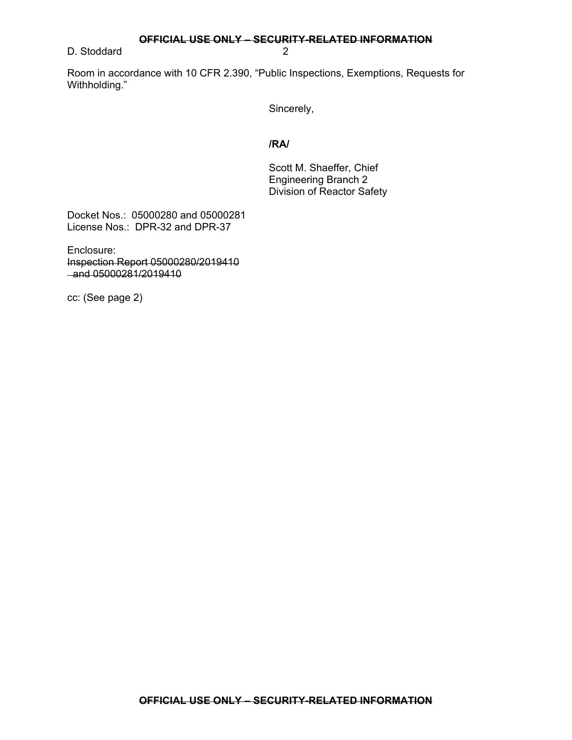Room in accordance with 10 CFR 2.390, "Public Inspections, Exemptions, Requests for Withholding."

Sincerely,

**/RA/**

Scott M. Shaeffer, Chief
Engineering Branch 2
Division of Reactor Safety

Docket Nos.: 05000280 and 05000281
License Nos.: DPR-32 and DPR-37

Enclosure:
~~Inspection Report 05000280/2019410~~
~~and 05000281/2019410~~

cc: (See page 2)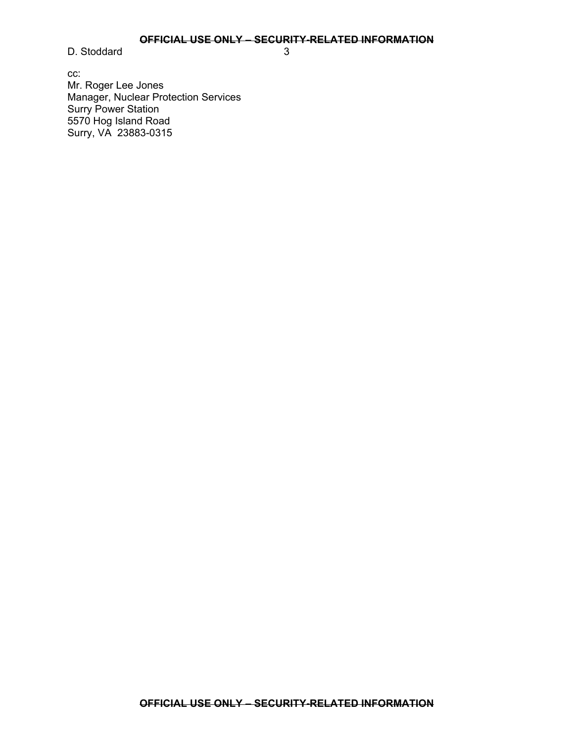cc:
Mr. Roger Lee Jones
Manager, Nuclear Protection Services
Surry Power Station
5570 Hog Island Road
Surry, VA 23883-0315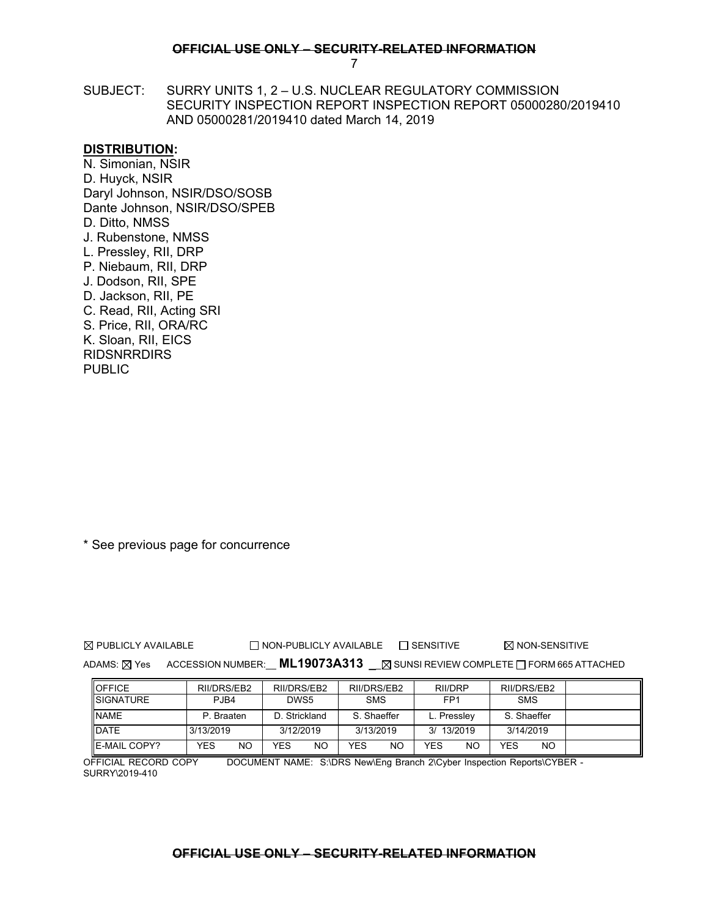SUBJECT: SURRY UNITS 1, 2 – U.S. NUCLEAR REGULATORY COMMISSION SECURITY INSPECTION REPORT INSPECTION REPORT 05000280/2019410 AND 05000281/2019410 dated March 14, 2019

**DISTRIBUTION:**

N. Simonian, NSIR
D. Huyck, NSIR
Daryl Johnson, NSIR/DSO/SOSB
Dante Johnson, NSIR/DSO/SPEB
D. Ditto, NMSS
J. Rubenstone, NMSS
L. Pressley, RII, DRP
P. Niebaum, RII, DRP
J. Dodson, RII, SPE
D. Jackson, RII, PE
C. Read, RII, Acting SRI
S. Price, RII, ORA/RC
K. Sloan, RII, EICS
RIDSNRRDIRS
PUBLIC

* See previous page for concurrence

☒ PUBLICLY AVAILABLE ☐ NON-PUBLICLY AVAILABLE ☐ SENSITIVE ☒ NON-SENSITIVE

ADAMS: ☒ Yes ACCESSION NUMBER:__ **ML19073A313** __ ☒ SUNSI REVIEW COMPLETE ☐ FORM 665 ATTACHED

| OFFICE | RII/DRS/EB2 | RII/DRS/EB2 | RII/DRS/EB2 | RII/DRP | RII/DRS/EB2 | |
|---|---|---|---|---|---|---|
| SIGNATURE | PJB4 | DWS5 | SMS | FP1 | SMS | |
| NAME | P. Braaten | D. Strickland | S. Shaeffer | L. Pressley | S. Shaeffer | |
| DATE | 3/13/2019 | 3/12/2019 | 3/13/2019 | 3/ 13/2019 | 3/14/2019 | |
| E-MAIL COPY? | YES NO | YES NO | YES NO | YES NO | YES NO | |

OFFICIAL RECORD COPY DOCUMENT NAME: S:\DRS New\Eng Branch 2\Cyber Inspection Reports\CYBER - SURRY\2019-410